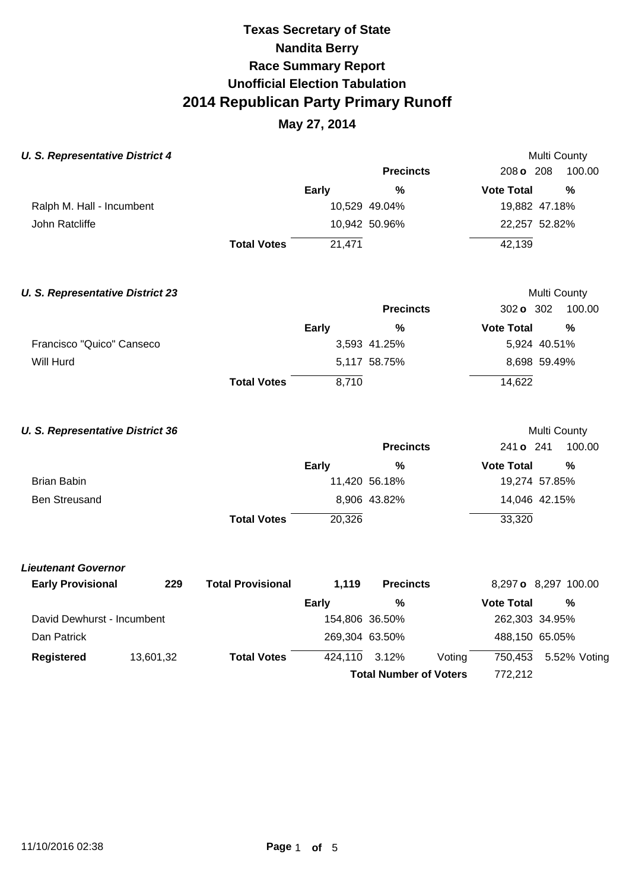# Texas Secretary of State
# Nandita Berry
## Race Summary Report
## Unofficial Election Tabulation
# 2014 Republican Party Primary Runoff
## May 27, 2014

### *U. S. Representative District 4*

Multi County

| | Early | % | Vote Total | % |
|---|---|---|---|---|
| | | **Precincts** | 208 o 208 | 100.00 |
| Ralph M. Hall - Incumbent | 10,529 | 49.04% | 19,882 | 47.18% |
| John Ratcliffe | 10,942 | 50.96% | 22,257 | 52.82% |
| **Total Votes** | 21,471 | | 42,139 | |

### *U. S. Representative District 23*

Multi County

| | Early | % | Vote Total | % |
|---|---|---|---|---|
| | | **Precincts** | 302 o 302 | 100.00 |
| Francisco "Quico" Canseco | 3,593 | 41.25% | 5,924 | 40.51% |
| Will Hurd | 5,117 | 58.75% | 8,698 | 59.49% |
| **Total Votes** | 8,710 | | 14,622 | |

### *U. S. Representative District 36*

Multi County

| | Early | % | Vote Total | % |
|---|---|---|---|---|
| | | **Precincts** | 241 o 241 | 100.00 |
| Brian Babin | 11,420 | 56.18% | 19,274 | 57.85% |
| Ben Streusand | 8,906 | 43.82% | 14,046 | 42.15% |
| **Total Votes** | 20,326 | | 33,320 | |

### *Lieutenant Governor*

| **Early Provisional** | **229** | **Total Provisional** | **1,119** | **Precincts** | | 8,297 o 8,297 | 100.00 |
|---|---|---|---|---|---|---|---|
| | | | **Early** | **%** | | **Vote Total** | **%** |
| David Dewhurst - Incumbent | | | 154,806 | 36.50% | | 262,303 | 34.95% |
| Dan Patrick | | | 269,304 | 63.50% | | 488,150 | 65.05% |
| **Registered** | 13,601,32 | **Total Votes** | 424,110 | 3.12% | Voting | 750,453 | 5.52% Voting |
| | | | | **Total Number of Voters** | | 772,212 | |

11/10/2016 02:38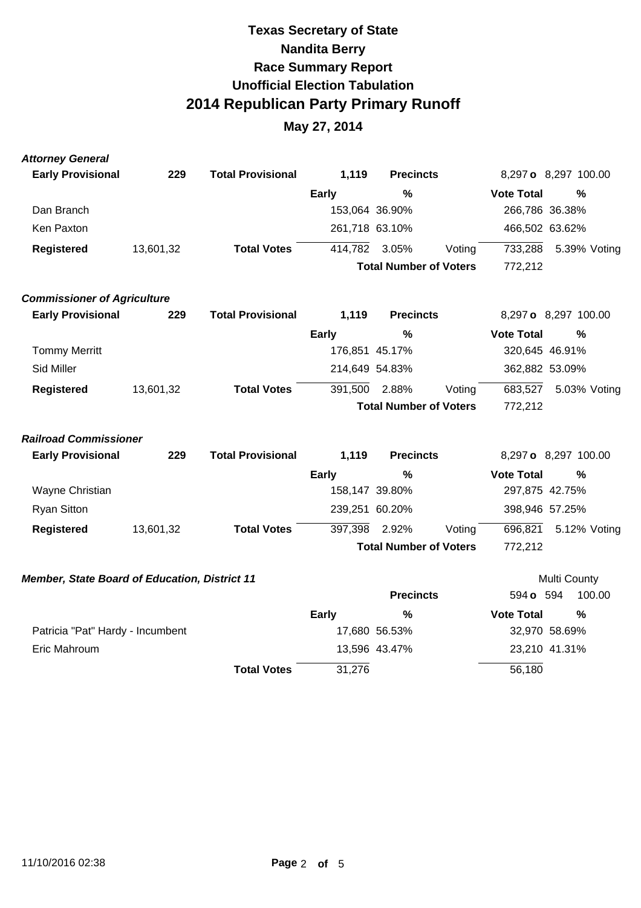# Texas Secretary of State
# Nandita Berry
# Race Summary Report
# Unofficial Election Tabulation
# 2014 Republican Party Primary Runoff
## May 27, 2014

### *Attorney General*

| **Early Provisional** | **229** | **Total Provisional** | **1,119** | **Precincts** | | 8,297 **o** 8,297 | 100.00 |
|---|---|---|---|---|---|---|---|
| | | | **Early** | **%** | | **Vote Total** | **%** |
| Dan Branch | | | 153,064 | 36.90% | | 266,786 | 36.38% |
| Ken Paxton | | | 261,718 | 63.10% | | 466,502 | 63.62% |
| **Registered** | 13,601,32 | **Total Votes** | 414,782 | 3.05% | Voting | 733,288 | 5.39% Voting |
| | | | | **Total Number of Voters** | | 772,212 | |

### *Commissioner of Agriculture*

| **Early Provisional** | **229** | **Total Provisional** | **1,119** | **Precincts** | | 8,297 **o** 8,297 | 100.00 |
|---|---|---|---|---|---|---|---|
| | | | **Early** | **%** | | **Vote Total** | **%** |
| Tommy Merritt | | | 176,851 | 45.17% | | 320,645 | 46.91% |
| Sid Miller | | | 214,649 | 54.83% | | 362,882 | 53.09% |
| **Registered** | 13,601,32 | **Total Votes** | 391,500 | 2.88% | Voting | 683,527 | 5.03% Voting |
| | | | | **Total Number of Voters** | | 772,212 | |

### *Railroad Commissioner*

| **Early Provisional** | **229** | **Total Provisional** | **1,119** | **Precincts** | | 8,297 **o** 8,297 | 100.00 |
|---|---|---|---|---|---|---|---|
| | | | **Early** | **%** | | **Vote Total** | **%** |
| Wayne Christian | | | 158,147 | 39.80% | | 297,875 | 42.75% |
| Ryan Sitton | | | 239,251 | 60.20% | | 398,946 | 57.25% |
| **Registered** | 13,601,32 | **Total Votes** | 397,398 | 2.92% | Voting | 696,821 | 5.12% Voting |
| | | | | **Total Number of Voters** | | 772,212 | |

### *Member, State Board of Education, District 11*

Multi County

| | | | | **Precincts** | | 594 **o** 594 | 100.00 |
|---|---|---|---|---|---|---|---|
| | | | **Early** | **%** | | **Vote Total** | **%** |
| Patricia "Pat" Hardy - Incumbent | | | 17,680 | 56.53% | | 32,970 | 58.69% |
| Eric Mahroum | | | 13,596 | 43.47% | | 23,210 | 41.31% |
| | | **Total Votes** | 31,276 | | | 56,180 | |

11/10/2016 02:38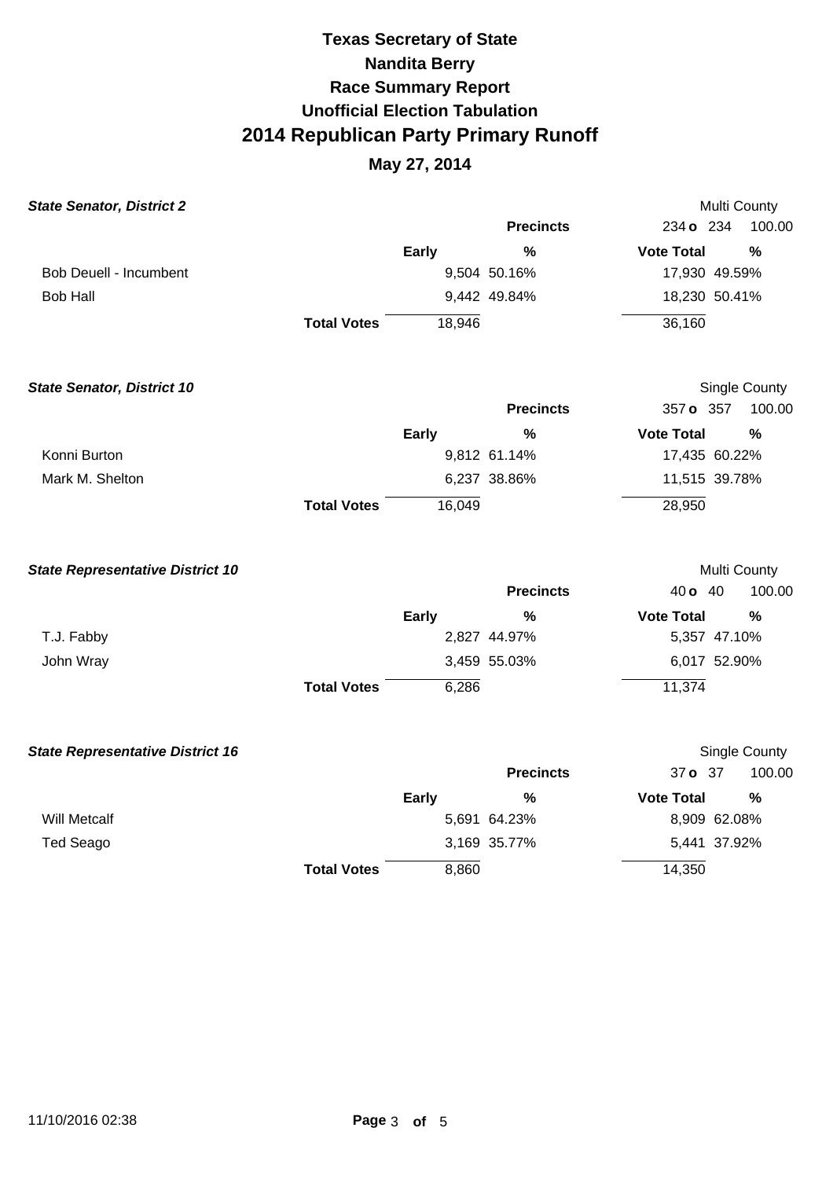# Texas Secretary of State

## Nandita Berry

## Race Summary Report

## Unofficial Election Tabulation

# 2014 Republican Party Primary Runoff

## May 27, 2014

### *State Senator, District 2*

Multi County

| | Early | % | Vote Total | % |
|---|---|---|---|---|
| | | **Precincts** | 234 **o** 234 | 100.00 |
| Bob Deuell - Incumbent | 9,504 | 50.16% | 17,930 | 49.59% |
| Bob Hall | 9,442 | 49.84% | 18,230 | 50.41% |
| **Total Votes** | 18,946 | | 36,160 | |

### *State Senator, District 10*

Single County

| | Early | % | Vote Total | % |
|---|---|---|---|---|
| | | **Precincts** | 357 **o** 357 | 100.00 |
| Konni Burton | 9,812 | 61.14% | 17,435 | 60.22% |
| Mark M. Shelton | 6,237 | 38.86% | 11,515 | 39.78% |
| **Total Votes** | 16,049 | | 28,950 | |

### *State Representative District 10*

Multi County

| | Early | % | Vote Total | % |
|---|---|---|---|---|
| | | **Precincts** | 40 **o** 40 | 100.00 |
| T.J. Fabby | 2,827 | 44.97% | 5,357 | 47.10% |
| John Wray | 3,459 | 55.03% | 6,017 | 52.90% |
| **Total Votes** | 6,286 | | 11,374 | |

### *State Representative District 16*

Single County

| | Early | % | Vote Total | % |
|---|---|---|---|---|
| | | **Precincts** | 37 **o** 37 | 100.00 |
| Will Metcalf | 5,691 | 64.23% | 8,909 | 62.08% |
| Ted Seago | 3,169 | 35.77% | 5,441 | 37.92% |
| **Total Votes** | 8,860 | | 14,350 | |

11/10/2016 02:38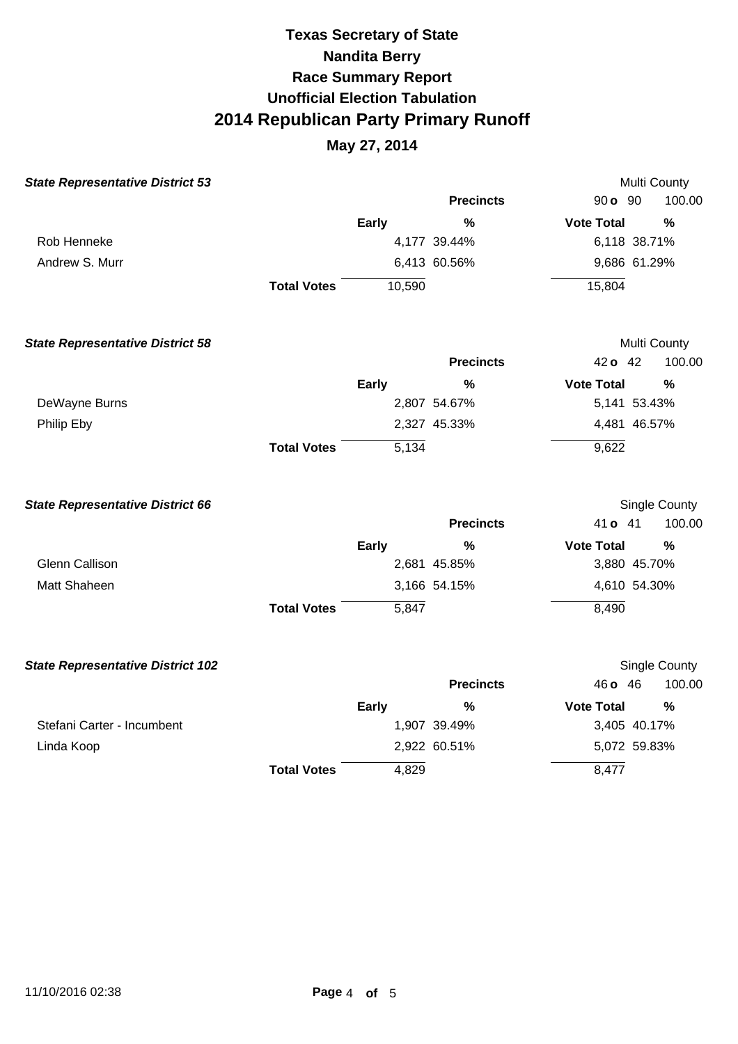# Texas Secretary of State
# Nandita Berry
# Race Summary Report
# Unofficial Election Tabulation
# 2014 Republican Party Primary Runoff

## May 27, 2014

### *State Representative District 53*

Multi County

| | | Precincts | 90 o 90 | 100.00 |
|---|---|---|---|---|
| | Early | % | Vote Total | % |
| Rob Henneke | 4,177 | 39.44% | 6,118 | 38.71% |
| Andrew S. Murr | 6,413 | 60.56% | 9,686 | 61.29% |
| **Total Votes** | 10,590 | | 15,804 | |

### *State Representative District 58*

Multi County

| | | Precincts | 42 o 42 | 100.00 |
|---|---|---|---|---|
| | Early | % | Vote Total | % |
| DeWayne Burns | 2,807 | 54.67% | 5,141 | 53.43% |
| Philip Eby | 2,327 | 45.33% | 4,481 | 46.57% |
| **Total Votes** | 5,134 | | 9,622 | |

### *State Representative District 66*

Single County

| | | Precincts | 41 o 41 | 100.00 |
|---|---|---|---|---|
| | Early | % | Vote Total | % |
| Glenn Callison | 2,681 | 45.85% | 3,880 | 45.70% |
| Matt Shaheen | 3,166 | 54.15% | 4,610 | 54.30% |
| **Total Votes** | 5,847 | | 8,490 | |

### *State Representative District 102*

Single County

| | | Precincts | 46 o 46 | 100.00 |
|---|---|---|---|---|
| | Early | % | Vote Total | % |
| Stefani Carter - Incumbent | 1,907 | 39.49% | 3,405 | 40.17% |
| Linda Koop | 2,922 | 60.51% | 5,072 | 59.83% |
| **Total Votes** | 4,829 | | 8,477 | |

11/10/2016 02:38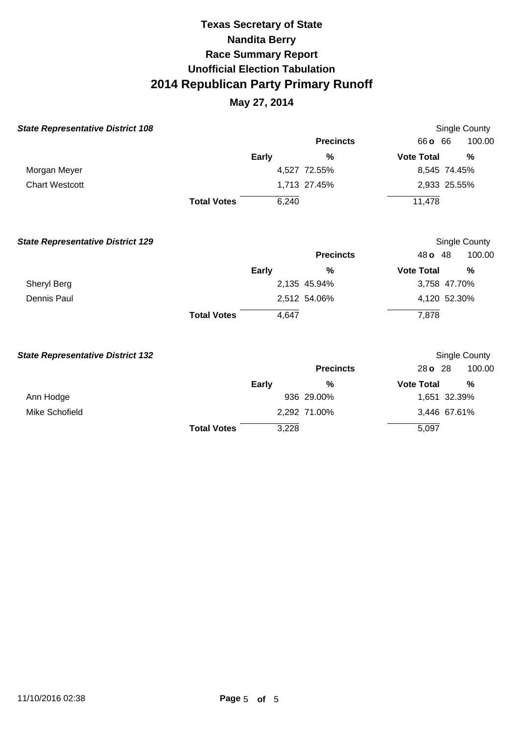# Texas Secretary of State
# Nandita Berry
# Race Summary Report
# Unofficial Election Tabulation
# 2014 Republican Party Primary Runoff
## May 27, 2014

***State Representative District 108*** — Single County

| | | | | | | |
|---|---|---|---|---|---|---|
| | | **Precincts** | | 66 **o** 66 | 100.00 |
| | **Early** | **%** | | **Vote Total** | **%** |
| Morgan Meyer | 4,527 | 72.55% | | 8,545 | 74.45% |
| Chart Westcott | 1,713 | 27.45% | | 2,933 | 25.55% |
| **Total Votes** | 6,240 | | | 11,478 | |

***State Representative District 129*** — Single County

| | | | | | | |
|---|---|---|---|---|---|---|
| | | **Precincts** | | 48 **o** 48 | 100.00 |
| | **Early** | **%** | | **Vote Total** | **%** |
| Sheryl Berg | 2,135 | 45.94% | | 3,758 | 47.70% |
| Dennis Paul | 2,512 | 54.06% | | 4,120 | 52.30% |
| **Total Votes** | 4,647 | | | 7,878 | |

***State Representative District 132*** — Single County

| | | | | | | |
|---|---|---|---|---|---|---|
| | | **Precincts** | | 28 **o** 28 | 100.00 |
| | **Early** | **%** | | **Vote Total** | **%** |
| Ann Hodge | 936 | 29.00% | | 1,651 | 32.39% |
| Mike Schofield | 2,292 | 71.00% | | 3,446 | 67.61% |
| **Total Votes** | 3,228 | | | 5,097 | |

11/10/2016 02:38